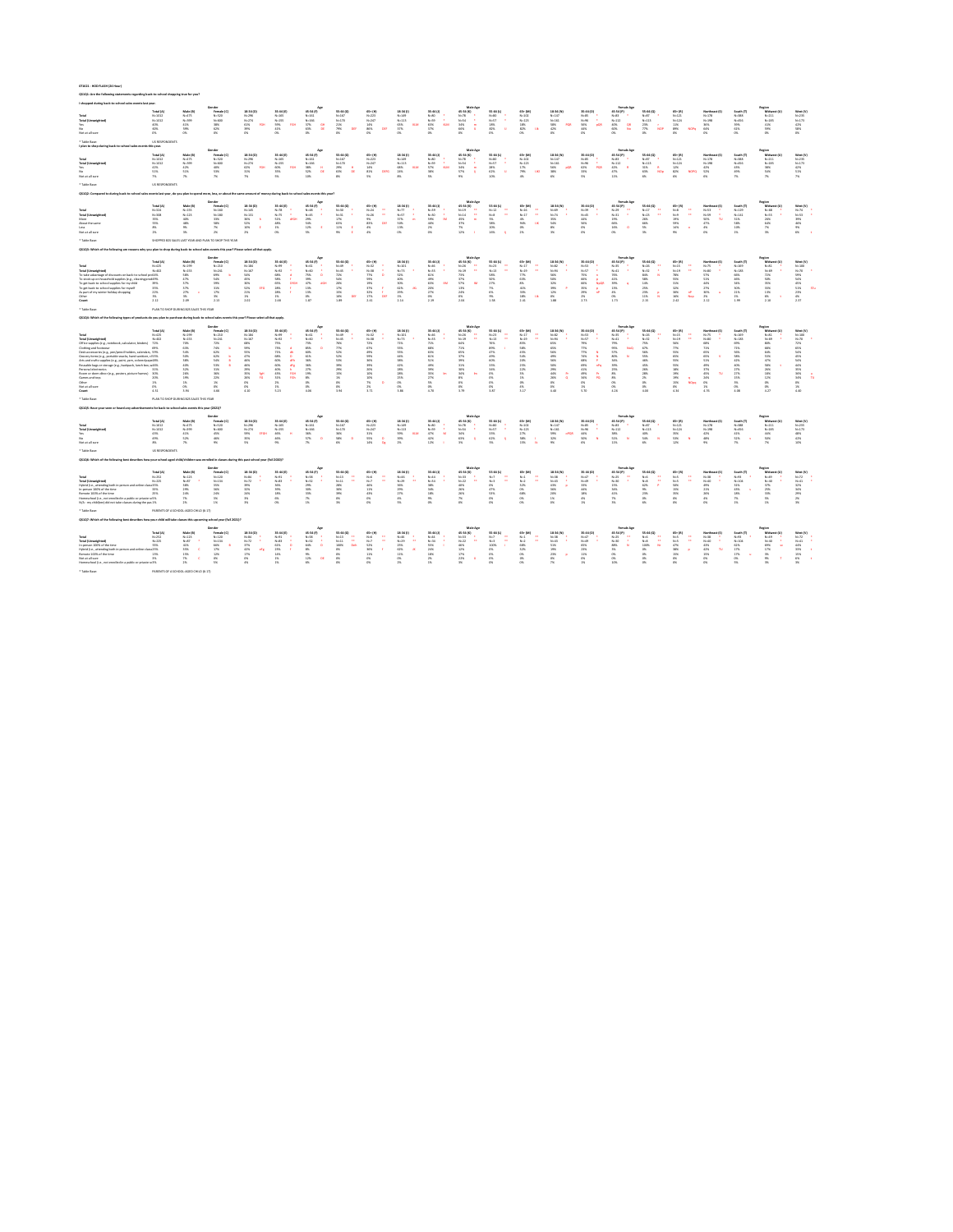QS2021 - NOS FLASH (24 Hour)

QS1Q1: Are the following statements regarding back-to-school shopping true for you?

I shopped during back-to-school sales events last year

| | Total (A) | Male (B) | Female (C) | 18-34 (D) | 35-44 (E) | 45-54 (F) | 55-64 (G) | 65+ (H) | Male Age 18-34 (I) | 35-44 (J) | 45-54 (K) | 55-64 (L) | 65+ (M) | Female Age 18-34 (N) | 35-44 (O) | 45-54 (P) | 55-64 (Q) | 65+ (R) | Region Northeast (S) | South (T) | Midwest (U) | West (V) |
|---|---|---|---|---|---|---|---|---|---|---|---|---|---|---|---|---|---|---|---|---|---|---|
| Total | N=1022 | N=475 | N=520 | N=298 | N=185 | N=161 | N=167 | N=223 | N=149 | N=80 | N=78 | N=80 | N=103 | N=147 | N=85 | N=83 | N=87 | N=121 | N=178 | N=388 | N=211 | N=235 |
| Total (Unweighted) | N=1022 | N=499 | N=500 | N=276 | N=185 | N=166 | N=170 | N=247 | N=113 | N=59 | N=54 | N=57 | N=123 | N=163 | N=98 | N=112 | N=113 | N=124 | N=198 | N=455 | N=185 | N=173 |
| Yes | 40% | 41% | 38% | 63% | 59% | 37% | 25% | 14% | 65% | 63% | 34% | 18% | 18% | 58% | 56% | 40% | 29% | 11% | 36% | 39% | 41% | 42% |
| No | 60% | 59% | 62% | 39% | 41% | 63% | 75% | 86% | 35% | 37% | 66% | 82% | 82% | 42% | 44% | 60% | 77% | 89% | 64% | 61% | 59% | 58% |
| Not at all sure | 0% | 0% | 0% | 0% | 0% | 0% | 0% | 0% | 0% | 0% | 0% | 0% | 0% | 0% | 0% | 0% | 0% | 0% | 0% | 0% | 0% | 0% |

* Table Base: US RESPONDENTS

I plan to shop during back-to-school sales events this year

| | Total (A) | Male (B) | Female (C) | 18-34 (D) | 35-44 (E) | 45-54 (F) | 55-64 (G) | 65+ (H) | Male Age 18-34 (I) | 35-44 (J) | 45-54 (K) | 55-64 (L) | 65+ (M) | Female Age 18-34 (N) | 35-44 (O) | 45-54 (P) | 55-64 (Q) | 65+ (R) | Region Northeast (S) | South (T) | Midwest (U) | West (V) |
|---|---|---|---|---|---|---|---|---|---|---|---|---|---|---|---|---|---|---|---|---|---|---|
| Total | N=1022 | N=475 | N=520 | N=298 | N=185 | N=161 | N=167 | N=223 | N=149 | N=80 | N=78 | N=80 | N=103 | N=147 | N=85 | N=83 | N=87 | N=121 | N=178 | N=388 | N=211 | N=235 |
| Total (Unweighted) | N=1022 | N=499 | N=500 | N=276 | N=185 | N=166 | N=170 | N=247 | N=113 | N=59 | N=54 | N=57 | N=123 | N=163 | N=98 | N=112 | N=113 | N=124 | N=198 | N=455 | N=185 | N=173 |
| Yes | 41% | 42% | 40% | 62% | 60% | 38% | 29% | 16% | 64% | 57% | 34% | 17% | 17% | 56% | 63% | 42% | 31% | 12% | 42% | 43% | 39% | 42% |
| No | 51% | 51% | 53% | 31% | 33% | 52% | 61% | 81% | 28% | 38% | 56% | 71% | 79% | 38% | 33% | 47% | 63% | 82% | 52% | 49% | 54% | 51% |
| Not at all sure | 7% | 7% | 7% | 7% | 7% | 10% | 8% | 3% | 8% | 5% | 9% | 12% | 4% | 6% | 5% | 11% | 6% | 6% | 6% | 7% | 7% | 7% |

* Table Base: US RESPONDENTS

QS1Q2: Compared to during back-to-school sales events last year, do you plan to spend more, less, or about the same amount of money during back-to-school sales events this year?

| | Total (A) | Male (B) | Female (C) | 18-34 (D) | 35-44 (E) | 45-54 (F) | 55-64 (G) | 65+ (H) | Male Age 18-34 (I) | 35-44 (J) | 45-54 (K) | 55-64 (L) | 65+ (M) | Female Age 18-34 (N) | 35-44 (O) | 45-54 (P) | 55-64 (Q) | 65+ (R) | Region Northeast (S) | South (T) | Midwest (U) | West (V) |
|---|---|---|---|---|---|---|---|---|---|---|---|---|---|---|---|---|---|---|---|---|---|---|
| Total | N=324 | N=155 | N=160 | N=145 | N=78 | N=48 | N=30 | N=23 | N=77 | N=39 | N=19 | N=12 | N=16 | N=69 | N=39 | N=29 | N=17 | N=8 | N=53 | N=129 | N=68 | N=74 |
| Total (Unweighted) | N=308 | N=123 | N=180 | N=131 | N=70 | N=43 | N=31 | N=28 | N=57 | N=30 | N=14 | N=8 | N=17 | N=73 | N=41 | N=32 | N=23 | N=9 | N=49 | N=142 | N=55 | N=53 |
| More | 35% | 38% | 33% | 36% | 51% | 29% | 17% | 9% | 37% | 59% | 45% | 5% | 3% | 35% | 44% | 29% | 28% | 19% | 50% | 31% | 26% | 39% |
| About the same | 55% | 48% | 58% | 52% | 48% | 54% | 63% | 81% | 53% | 38% | 37% | 58% | 96% | 54% | 60% | 64% | 59% | 47% | 38% | 55% | 63% | 46% |
| Less | 8% | 9% | 7% | 10% | 1% | 12% | 11% | 6% | 7% | 0% | 7% | 27% | 0% | 8% | 2% | 16% | 5% | 14% | 6% | 13% | 7% | 9% |
| Not at all sure | 3% | 5% | 2% | 2% | 0% | 5% | 9% | 4% | 0% | 3% | 12% | 10% | 2% | 3% | 0% | 0% | 9% | 0% | 6% | 1% | 3% | 6% |

* Table Base: SHOPPED B2S SALES LAST YEAR AND PLAN TO SHOP THIS YEAR

QS1Q3: Which of the following are reasons why you plan to shop during back-to-school sales events this year? Please select all that apply.

| | Total (A) | Male (B) | Female (C) | 18-34 (D) | 35-44 (E) | 45-54 (F) | 55-64 (G) | 65+ (H) | Male Age 18-34 (I) | 35-44 (J) | 45-54 (K) | 55-64 (L) | 65+ (M) | Female Age 18-34 (N) | 35-44 (O) | 45-54 (P) | 55-64 (Q) | 65+ (R) | Region Northeast (S) | South (T) | Midwest (U) | West (V) |
|---|---|---|---|---|---|---|---|---|---|---|---|---|---|---|---|---|---|---|---|---|---|---|
| Total | N=425 | N=199 | N=210 | N=184 | N=99 | N=61 | N=49 | N=32 | N=101 | N=45 | N=26 | N=23 | N=17 | N=82 | N=53 | N=35 | N=26 | N=15 | N=75 | N=169 | N=81 | N=100 |
| Total (Unweighted) | N=403 | N=153 | N=241 | N=167 | N=83 | N=60 | N=48 | N=38 | N=71 | N=33 | N=19 | N=19 | N=19 | N=96 | N=50 | N=41 | N=32 | N=19 | N=80 | N=183 | N=69 | N=70 |
| To take advantage of discounts on back-to-school products | 69% | 65% | 69% | 54% | 84% | 79% | 81% | 73% | 61% | 76% | 77% | 88% | 76% | 46% | 91% | 80% | 74% | 70% | 57% | 66% | 72% | 59% |
| To stock up on household supplies (e.g., cleaning products) | 49% | 47% | 54% | 45% | 59% | 47% | 52% | 59% | 40% | 49% | 37% | 50% | 43% | 50% | 66% | 57% | 53% | 71% | 53% | 45% | 50% | 54% |
| To get back-to-school supplies for my child | 39% | 37% | 39% | 50% | 45% | 37% | 28% | 24% | 50% | 65% | 37% | 27% | 8% | 50% | 32% | 42% | 14% | 51% | 44% | 34% | 35% | 45% |
| To get back-to-school supplies for myself | 35% | 37% | 31% | 53% | 28% | 13% | 17% | 37% | 62% | 28% | 7% | 13% | 41% | 38% | 39% | 15% | 25% | 32% | 27% | 40% | 35% | 53% |
| As part of my normal holiday shopping | 22% | 27% | 17% | 21% | 18% | 13% | 25% | 36% | 26% | 27% | 26% | 7% | 39% | 12% | 29% | 4% | 29% | 38% | 36% | 21% | 13% | 20% |
| Other | 3% | 3% | 3% | 3% | 1% | 0% | 10% | 17% | 1% | 0% | 0% | 9% | 18% | 4% | 2% | 0% | 11% | 18% | 1% | 1% | 8% | 4% |
| Count | 2.12 | 2.09 | 2.13 | 2.03 | 2.16 | 1.87 | 1.89 | 2.41 | 2.14 | 2.19 | 2.04 | 1.93 | 2.16 | 1.88 | 2.73 | 1.73 | 2.13 | 2.42 | 2.12 | 1.99 | 2.16 | 2.37 |

* Table Base: PLAN TO SHOP DURING B2S SALES THIS YEAR

QS1Q4: Which of the following types of products do you plan to purchase during back-to-school sales events this year? Please select all that apply.

| | Total (A) | Male (B) | Female (C) | 18-34 (D) | 35-44 (E) | 45-54 (F) | 55-64 (G) | 65+ (H) | Male Age 18-34 (I) | 35-44 (J) | 45-54 (K) | 55-64 (L) | 65+ (M) | Female Age 18-34 (N) | 35-44 (O) | 45-54 (P) | 55-64 (Q) | 65+ (R) | Region Northeast (S) | South (T) | Midwest (U) | West (V) |
|---|---|---|---|---|---|---|---|---|---|---|---|---|---|---|---|---|---|---|---|---|---|---|
| Total | N=425 | N=199 | N=210 | N=184 | N=99 | N=61 | N=49 | N=32 | N=101 | N=45 | N=26 | N=23 | N=17 | N=82 | N=53 | N=35 | N=26 | N=15 | N=75 | N=169 | N=81 | N=100 |
| Total (Unweighted) | N=403 | N=153 | N=241 | N=167 | N=83 | N=60 | N=48 | N=38 | N=71 | N=33 | N=19 | N=19 | N=19 | N=96 | N=50 | N=41 | N=32 | N=19 | N=80 | N=183 | N=69 | N=70 |
| School supplies (e.g., notebook, calculator, binders) | 72% | 70% | 72% | 73% | 75% | 75% | 65% | 73% | 75% | 75% | 77% | 71% | 84% | 69% | 79% | 71% | 76% | 56% | 68% | 69% | 80% | 72% |
| Clothing and footwear | 69% | 63% | 74% | 59% | 73% | 85% | 77% | 67% | 54% | 68% | 71% | 89% | 58% | 65% | 77% | 79% | 67% | 77% | 72% | 71% | 68% | 65% |
| Desk accessories (e.g., pen/pencil holders, calendars, lamps) | 55% | 55% | 53% | 55% | 65% | 60% | 52% | 49% | 55% | 69% | 47% | 45% | 54% | 65% | 71% | 57% | 46% | 55% | 40% | 56% | 54% | 65% |
| Grocery items (e.g., portable snacks, food supplies) | 55% | 55% | 54% | 47% | 68% | 61% | 52% | 59% | 44% | 61% | 57% | 69% | 54% | 49% | 74% | 30% | 55% | 65% | 49% | 58% | 55% | 45% |
| Arts and crafts supplies (e.g., paints, yarn, scissors) | 48% | 38% | 54% | 46% | 46% | 49% | 53% | 38% | 51% | 39% | 40% | 20% | 56% | 50% | 58% | 51% | 48% | 55% | 51% | 45% | 37% | 54% |
| Reusable bags or storage (e.g., backpack, lunch box, water bottle) | 44% | 43% | 53% | 46% | 60% | 38% | 39% | 39% | 43% | 51% | 34% | 22% | 50% | 58% | 69% | 45% | 55% | 49% | 40% | 58% | 44% | 46% |
| Personal electronics | 31% | 32% | 31% | 29% | 40% | 27% | 29% | 20% | 28% | 39% | 36% | 24% | 12% | 29% | 41% | 25% | 26% | 38% | 37% | 27% | 26% | 35% |
| Room or dorm décor (e.g., posters, picture frames) | 30% | 24% | 38% | 35% | 41% | 19% | 12% | 10% | 28% | 35% | 36% | 3% | 5% | 44% | 49% | 8% | 26% | 29% | 40% | 27% | 18% | 36% |
| Games and toys | 20% | 19% | 22% | 28% | 31% | 8% | 5% | 10% | 25% | 27% | 8% | 0% | 1% | 29% | 34% | 8% | 2% | 29% | 24% | 15% | 12% | 34% |
| Other | 1% | 1% | 1% | 0% | 2% | 0% | 8% | 7% | 0% | 5% | 0% | 0% | 8% | 0% | 0% | 0% | 0% | 15% | 0% | 5% | 0% | 0% |
| Not at all sure | 0% | 0% | 0% | 0% | 1% | 0% | 2% | 2% | 0% | 0% | 0% | 0% | 4% | 0% | 1% | 0% | 0% | 0% | 2% | 0% | 0% | 1% |
| Count | 4.32 | 3.96 | 4.60 | 4.10 | 5.23 | 4.08 | 3.94 | 3.71 | 3.88 | 4.79 | 3.79 | 3.87 | 4.17 | 4.48 | 5.70 | 4.24 | 3.98 | 4.31 | 4.75 | 4.38 | 4.27 | 4.46 |

* Table Base: PLAN TO SHOP DURING B2S SALES THIS YEAR

QS1Q5: Have you seen or heard any advertisements for back-to-school sales events this year (2021)?

| | Total (A) | Male (B) | Female (C) | 18-34 (D) | 35-44 (E) | 45-54 (F) | 55-64 (G) | 65+ (H) | Male Age 18-34 (I) | 35-44 (J) | 45-54 (K) | 55-64 (L) | 65+ (M) | Female Age 18-34 (N) | 35-44 (O) | 45-54 (P) | 55-64 (Q) | 65+ (R) | Region Northeast (S) | South (T) | Midwest (U) | West (V) |
|---|---|---|---|---|---|---|---|---|---|---|---|---|---|---|---|---|---|---|---|---|---|---|
| Total | N=1022 | N=475 | N=520 | N=298 | N=185 | N=161 | N=167 | N=223 | N=149 | N=80 | N=78 | N=80 | N=103 | N=147 | N=85 | N=83 | N=87 | N=121 | N=178 | N=388 | N=211 | N=235 |
| Total (Unweighted) | N=1022 | N=499 | N=500 | N=276 | N=185 | N=166 | N=170 | N=247 | N=113 | N=59 | N=54 | N=57 | N=123 | N=163 | N=98 | N=112 | N=113 | N=124 | N=198 | N=455 | N=185 | N=173 |
| Yes | 43% | 41% | 45% | 59% | 44% | 38% | 36% | 31% | 59% | 47% | 34% | 33% | 27% | 59% | 44% | 38% | 40% | 35% | 44% | 42% | 34% | 48% |
| No | 49% | 52% | 46% | 35% | 46% | 57% | 58% | 55% | 34% | 42% | 63% | 62% | 58% | 32% | 50% | 51% | 54% | 53% | 48% | 51% | 56% | 43% |
| Not at all sure | 8% | 7% | 9% | 6% | 9% | 7% | 6% | 14% | 7% | 12% | 3% | 4% | 15% | 9% | 6% | 11% | 6% | 12% | 9% | 7% | 7% | 10% |

* Table Base: US RESPONDENTS

QS1Q6: Which of the following best describes how your school-aged child/children was enrolled in classes during this past school year (Fall 2020)?

| | Total (A) | Male (B) | Female (C) | 18-34 (D) | 35-44 (E) | 45-54 (F) | 55-64 (G) | 65+ (H) | Male Age 18-34 (I) | 35-44 (J) | 45-54 (K) | 55-64 (L) | 65+ (M) | Female Age 18-34 (N) | 35-44 (O) | 45-54 (P) | 55-64 (Q) | 65+ (R) | Region Northeast (S) | South (T) | Midwest (U) | West (V) |
|---|---|---|---|---|---|---|---|---|---|---|---|---|---|---|---|---|---|---|---|---|---|---|
| Total | N=252 | N=124 | N=120 | N=84 | N=91 | N=58 | N=13 | N=6 | N=46 | N=43 | N=33 | N=7 | N=1 | N=38 | N=47 | N=25 | N=6 | N=5 | N=38 | N=93 | N=49 | N=72 |
| Total (Unweighted) | N=235 | N=87 | N=134 | N=72 | N=83 | N=52 | N=11 | N=7 | N=29 | N=34 | N=22 | N=3 | N=2 | N=43 | N=49 | N=30 | N=8 | N=5 | N=40 | N=106 | N=40 | N=43 |
| Hybrid (i.e., attending both in person and online classes) | 35% | 38% | 33% | 39% | 36% | 29% | 36% | 26% | 36% | 40% | 0% | 32% | 41% | 33% | 25% | 52% | 50% | 49% | 31% | 37% | 32% |
| In person 100% of the time | 31% | 29% | 34% | 32% | 30% | 38% | 22% | 30% | 29% | 35% | 27% | 0% | 36% | 26% | 44% | 25% | 26% | 33% | 22% | 32% | 25% | 36% |
| Remote 100% of the time | 25% | 24% | 24% | 18% | 28% | 30% | 39% | 43% | 17% | 28% | 26% | 51% | 68% | 28% | 28% | 28% | 23% | 22% | 26% | 28% | 23% | 24% |
| Homeschool (i.e., not enrolled in a public or private school) | 7% | 5% | 9% | 3% | 6% | 7% | 8% | 0% | 4% | 9% | 7% | 0% | 0% | 1% | 4% | 7% | 0% | 0% | 4% | 7% | 5% | 6% |
| N/A - my child(ren) did not take classes during the past school year | 2% | 1% | 3% | 8% | 0% | 3% | 0% | 0% | 0% | 0% | 0% | 0% | 0% | 0% | 0% | 0% | 0% | 0% | 0% | 1% | 5% | 2% |

* Table Base: PARENTS OF A SCHOOL-AGED CHILD (6-17)

QS1Q7: Which of the following best describes how your child will take classes this upcoming school year (Fall 2021)?

| | Total (A) | Male (B) | Female (C) | 18-34 (D) | 35-44 (E) | 45-54 (F) | 55-64 (G) | 65+ (H) | Male Age 18-34 (I) | 35-44 (J) | 45-54 (K) | 55-64 (L) | 65+ (M) | Female Age 18-34 (N) | 35-44 (O) | 45-54 (P) | 55-64 (Q) | 65+ (R) | Region Northeast (S) | South (T) | Midwest (U) | West (V) |
|---|---|---|---|---|---|---|---|---|---|---|---|---|---|---|---|---|---|---|---|---|---|---|
| Total | N=252 | N=124 | N=120 | N=84 | N=91 | N=58 | N=13 | N=6 | N=46 | N=44 | N=33 | N=7 | N=1 | N=38 | N=47 | N=25 | N=6 | N=5 | N=38 | N=93 | N=49 | N=72 |
| Total (Unweighted) | N=235 | N=87 | N=134 | N=72 | N=83 | N=52 | N=11 | N=7 | N=29 | N=34 | N=22 | N=3 | N=2 | N=43 | N=49 | N=30 | N=8 | N=5 | N=40 | N=106 | N=40 | N=43 |
| In person 100% of the time | 55% | 46% | 68% | 37% | 64% | 70% | 46% | 52% | 29% | 59% | 44% | 100% | 0% | 46% | 69% | 88% | 100% | 47% | 63% | 62% | 49% | 44% |
| Hybrid (i.e., attending both in person and online classes) | 25% | 35% | 17% | 42% | 23% | 8% | 0% | 0% | 52% | 27% | 12% | 0% | 0% | 29% | 23% | 9% | 0% | 38% | 20% | 17% | 36% | 35% |
| Remote 100% of the time | 13% | 15% | 12% | 17% | 14% | 9% | 8% | 17% | 13% | 18% | 17% | 0% | 0% | 23% | 11% | 0% | 0% | 0% | 15% | 17% | 5% | 15% |
| Not at all sure | 5% | 7% | 3% | 4% | 0% | 12% | 0% | 0% | 0% | 0% | 20% | 0% | 0% | 0% | 0% | 3% | 0% | 0% | 0% | 9% | 8% | 6% |
| Homeschool (i.e., not enrolled in a public or private school) | 2% | 3% | 0% | 0% | 1% | 6% | 0% | 0% | 2% | 1% | 0% | 0% | 0% | 0% | 0% | 0% | 0% | 0% | 0% | 5% | 0% | 1% |

* Table Base: PARENTS OF A SCHOOL-AGED CHILD (6-17)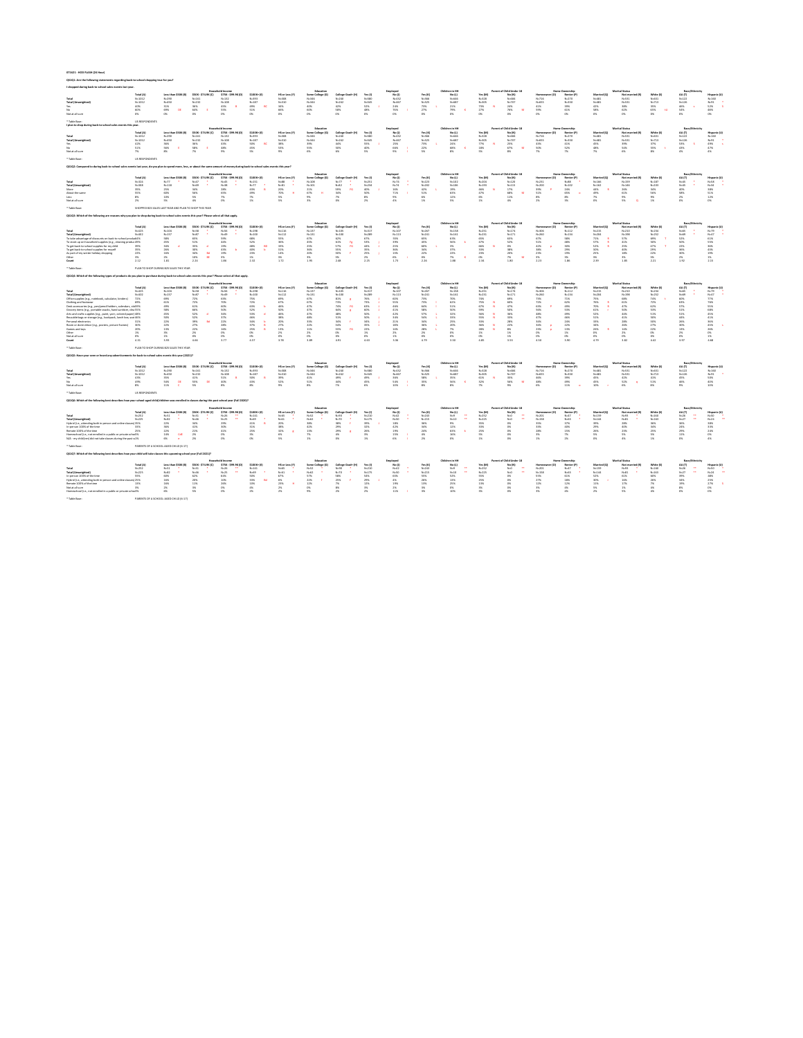071621 - HDD FLASH (24 Hour)

QS1Q1: Are the following statements regarding back-to-school shopping true for you?

I shopped during back-to-school sales events last year.

| | Total (A) | Less than $50K (B) | $50K - $74.9K (C) | $75K - $99.9K (D) | $100K+ (E) | HS or Less (F) | Some College (G) | College Grad+ (H) | Employed Yes (I) | Employed No (J) | Children in HH Yes (K) | Children in HH No (L) | Parent of Child Under 18 Yes (M) | Parent of Child Under 18 No (N) | Homeowner (O) | Renter (P) | Married (Q) | Not married (R) | White (S) | AA (T) | Hispanic (U) |
|---|---|---|---|---|---|---|---|---|---|---|---|---|---|---|---|---|---|---|---|---|---|
| Total | N=1012 | N=490 | N=161 | N=152 | N=493 | N=308 | N=346 | N=248 | N=580 | N=432 | N=366 | N=646 | N=328 | N=684 | N=716 | N=274 | N=481 | N=531 | N=631 | N=122 | N=160 |
| Total (Unweighted) | N=1012 | N=450 | N=152 | N=208 | N=187 | N=310 | N=365 | N=242 | N=569 | N=467 | N=325 | N=687 | N=305 | N=707 | N=655 | N=334 | N=481 | N=531 | N=713 | N=126 | N=91 |
| Yes | 40% | 31% | 36% | 45% | 49% | 34% | 40% | 42% | 52% | 24% | 73% | 21% | 73% | 24% | 41% | 38% | 42% | 38% | 35% | 46% | 52% |
| No | 60% | 69% | 64% | 55% | 51% | 66% | 60% | 58% | 48% | 76% | 27% | 79% | 27% | 76% | 59% | 61% | 58% | 62% | 65% | 54% | 48% |
| Not at all sure | 0% | 0% | 0% | 0% | 0% | 0% | 0% | 0% | 0% | 0% | 0% | 0% | 0% | 0% | 0% | 0% | 0% | 0% | 0% | 0% | 0% |

* Table Base: US RESPONDENTS

I plan to shop during back-to-school sales events this year.

| | Total (A) | Less than $50K (B) | $50K - $74.9K (C) | $75K - $99.9K (D) | $100K+ (E) | HS or Less (F) | Some College (G) | College Grad+ (H) | Employed Yes (I) | Employed No (J) | Children in HH Yes (K) | Children in HH No (L) | Parent of Child Under 18 Yes (M) | Parent of Child Under 18 No (N) | Homeowner (O) | Renter (P) | Married (Q) | Not married (R) | White (S) | AA (T) | Hispanic (U) |
|---|---|---|---|---|---|---|---|---|---|---|---|---|---|---|---|---|---|---|---|---|---|
| Total | N=1012 | N=490 | N=161 | N=152 | N=493 | N=308 | N=346 | N=248 | N=580 | N=432 | N=366 | N=646 | N=328 | N=684 | N=716 | N=274 | N=481 | N=531 | N=631 | N=122 | N=160 |
| Total (Unweighted) | N=1012 | N=450 | N=152 | N=208 | N=187 | N=310 | N=365 | N=242 | N=569 | N=467 | N=325 | N=687 | N=305 | N=707 | N=655 | N=334 | N=481 | N=531 | N=713 | N=126 | N=91 |
| Yes | 42% | 36% | 36% | 43% | 50% | 38% | 39% | 44% | 55% | 25% | 73% | 24% | 77% | 25% | 43% | 41% | 45% | 39% | 37% | 53% | 49% |
| No | 51% | 56% | 58% | 48% | 45% | 53% | 53% | 50% | 40% | 66% | 22% | 68% | 18% | 67% | 50% | 52% | 48% | 54% | 57% | 43% | 47% |
| Not at all sure | 7% | 8% | 7% | 9% | 5% | 9% | 8% | 6% | 5% | 9% | 5% | 8% | 5% | 8% | 7% | 7% | 7% | 6% | 6% | 4% | 4% |

* Table Base: US RESPONDENTS

QS1Q2: Compared to during back-to-school sales events last year, do you plan to spend more, less, or about the same amount of money during back-to-school sales events this year?

| | Total (A) | Less than $50K (B) | $50K - $74.9K (C) | $75K - $99.9K (D) | $100K+ (E) | HS or Less (F) | Some College (G) | College Grad+ (H) | Employed Yes (I) | Employed No (J) | Children in HH Yes (K) | Children in HH No (L) | Parent of Child Under 18 Yes (M) | Parent of Child Under 18 No (N) | Homeowner (O) | Renter (P) | Married (Q) | Not married (R) | White (S) | AA (T) | Hispanic (U) |
|---|---|---|---|---|---|---|---|---|---|---|---|---|---|---|---|---|---|---|---|---|---|
| Total | N=325 | N=77 | N=47 | N=45 | N=151 | N=88 | N=108 | N=77 | N=251 | N=73 | N=223 | N=102 | N=204 | N=120 | N=231 | N=88 | N=166 | N=159 | N=187 | N=45 | N=58 |
| Total (Unweighted) | N=303 | N=118 | N=49 | N=48 | N=77 | N=81 | N=101 | N=62 | N=234 | N=73 | N=202 | N=106 | N=193 | N=115 | N=200 | N=102 | N=162 | N=146 | N=203 | N=43 | N=41 |
| More | 33% | 25% | 36% | 34% | 43% | 20% | 31% | 39% | 40% | 16% | 42% | 19% | 44% | 17% | 39% | 20% | 44% | 26% | 34% | 40% | 38% |
| About the same | 55% | 60% | 56% | 63% | 49% | 70% | 47% | 56% | 50% | 71% | 51% | 63% | 47% | 68% | 51% | 69% | 49% | 61% | 56% | 58% | 51% |
| Less | 8% | 10% | 5% | 7% | 7% | 5% | 9% | 7% | 8% | 9% | 6% | 12% | 6% | 11% | 8% | 8% | 7% | 9% | 9% | 2% | 12% |
| Not at all sure | 2% | 5% | 4% | 0% | 1% | 5% | 3% | 0% | 2% | 4% | 1% | 5% | 1% | 4% | 2% | 3% | 0% | 5% | 1% | 0% | 0% |

* Table Base: SHOPPED B2S SALES LAST YEAR AND PLAN TO SHOP THIS YEAR

QS1Q3: Which of the following are reasons why you plan to shop during back-to-school sales events this year? Please select all that apply.

| | Total (A) | Less than $50K (B) | $50K - $74.9K (C) | $75K - $99.9K (D) | $100K+ (E) | HS or Less (F) | Some College (G) | College Grad+ (H) | Employed Yes (I) | Employed No (J) | Children in HH Yes (K) | Children in HH No (L) | Parent of Child Under 18 Yes (M) | Parent of Child Under 18 No (N) | Homeowner (O) | Renter (P) | Married (Q) | Not married (R) | White (S) | AA (T) | Hispanic (U) |
|---|---|---|---|---|---|---|---|---|---|---|---|---|---|---|---|---|---|---|---|---|---|
| Total | N=423 | N=104 | N=58 | N=66 | N=198 | N=116 | N=137 | N=105 | N=317 | N=107 | N=267 | N=156 | N=251 | N=174 | N=306 | N=112 | N=215 | N=210 | N=234 | N=65 | N=79 |
| Total (Unweighted) | N=402 | N=157 | N=67 | N=49 | N=103 | N=112 | N=131 | N=108 | N=289 | N=113 | N=241 | N=161 | N=231 | N=171 | N=260 | N=134 | N=204 | N=198 | N=252 | N=69 | N=47 |
| To take advantage of discounts on back-to-school products | 54% | 58% | 60% | 59% | 48% | 55% | 47% | 62% | 67% | 55% | 65% | 63% | 65% | 63% | 47% | 58% | 71% | 57% | 49% | 52% | 41% |
| To stock up on household supplies (e.g., cleaning products) | 49% | 45% | 53% | 45% | 52% | 35% | 43% | 61% | 53% | 39% | 49% | 56% | 47% | 52% | 51% | 48% | 37% | 41% | 50% | 50% | 55% |
| To get back-to-school supplies for my child | 39% | 34% | 35% | 19% | 48% | 33% | 25% | 57% | 44% | 25% | 60% | 3% | 66% | 3% | 41% | 30% | 53% | 25% | 47% | 22% | 46% |
| To get back-to-school supplies for myself | 35% | 26% | 30% | 43% | 44% | 11% | 36% | 55% | 39% | 36% | 34% | 37% | 33% | 38% | 38% | 29% | 30% | 40% | 29% | 36% | 43% |
| As part of my winter holiday shopping | 23% | 16% | 16% | 19% | 23% | 14% | 20% | 30% | 29% | 15% | 22% | 23% | 23% | 20% | 23% | 19% | 25% | 18% | 22% | 30% | 19% |
| Other | 1% | 3% | 0% | 0% | 1% | 0% | 3% | 0% | 2% | 0% | 0% | 7% | 0% | 7% | 3% | 0% | 0% | 3% | 3% | 2% | 1% |
| Count | 2.12 | 1.81 | 2.14 | 1.86 | 2.33 | 1.72 | 1.99 | 2.48 | 2.15 | 1.73 | 2.26 | 1.88 | 2.34 | 1.80 | 2.13 | 1.86 | 2.39 | 1.88 | 2.21 | 1.90 | 2.13 |

* Table Base: PLAN TO SHOP DURING B2S SALES THIS YEAR

QS1Q4: Which of the following types of products do you plan to purchase during back-to-school sales events this year? Please select all that apply.

| | Total (A) | Less than $50K (B) | $50K - $74.9K (C) | $75K - $99.9K (D) | $100K+ (E) | HS or Less (F) | Some College (G) | College Grad+ (H) | Employed Yes (I) | Employed No (J) | Children in HH Yes (K) | Children in HH No (L) | Parent of Child Under 18 Yes (M) | Parent of Child Under 18 No (N) | Homeowner (O) | Renter (P) | Married (Q) | Not married (R) | White (S) | AA (T) | Hispanic (U) |
|---|---|---|---|---|---|---|---|---|---|---|---|---|---|---|---|---|---|---|---|---|---|
| Total | N=423 | N=104 | N=58 | N=66 | N=198 | N=116 | N=137 | N=105 | N=317 | N=107 | N=267 | N=156 | N=251 | N=174 | N=306 | N=112 | N=215 | N=210 | N=234 | N=65 | N=79 |
| Total (Unweighted) | N=402 | N=157 | N=67 | N=49 | N=103 | N=112 | N=131 | N=108 | N=289 | N=113 | N=241 | N=161 | N=231 | N=171 | N=260 | N=134 | N=204 | N=198 | N=252 | N=69 | N=47 |
| Office supplies (e.g., notebook, calculator, binders) | 71% | 68% | 72% | 64% | 75% | 69% | 67% | 81% | 76% | 60% | 78% | 63% | 74% | 64% | 73% | 71% | 76% | 68% | 76% | 60% | 77% |
| Clothing and footwear | 69% | 61% | 72% | 70% | 72% | 67% | 67% | 73% | 73% | 55% | 71% | 62% | 75% | 60% | 71% | 62% | 76% | 61% | 72% | 63% | 76% |
| Desk accessories (e.g., pen/pencil holders, calendars, etc.) | 50% | 49% | 61% | 40% | 60% | 46% | 47% | 61% | 63% | 41% | 50% | 51% | 67% | 47% | 65% | 38% | 70% | 47% | 62% | 37% | 55% |
| Grocery items (e.g., portable snacks, hand sanitizer, etc.) | 55% | 48% | 66% | 50% | 52% | 50% | 47% | 66% | 59% | 41% | 58% | 50% | 54% | 56% | 56% | 55% | 61% | 50% | 53% | 50% | 68% |
| Arts and crafts supplies (e.g., paint, yarn, colored paper) | 48% | 45% | 52% | 34% | 54% | 46% | 47% | 48% | 50% | 42% | 57% | 31% | 56% | 36% | 38% | 39% | 53% | 44% | 51% | 51% | 45% |
| Reusable bags or storage (e.g., backpack, lunch box, etc.) | 46% | 50% | 52% | 37% | 46% | 48% | 48% | 51% | 50% | 34% | 54% | 33% | 55% | 33% | 47% | 36% | 51% | 41% | 50% | 48% | 41% |
| Personal electronics | 31% | 22% | 39% | 22% | 36% | 20% | 33% | 34% | 34% | 21% | 36% | 25% | 35% | 28% | 34% | 24% | 33% | 28% | 33% | 20% | 36% |
| Room or dorm décor (e.g., posters, picture frames) | 30% | 22% | 27% | 24% | 37% | 27% | 22% | 34% | 35% | 18% | 36% | 20% | 36% | 22% | 36% | 22% | 34% | 26% | 27% | 30% | 35% |
| Games and toys | 20% | 13% | 22% | 16% | 25% | 14% | 11% | 33% | 22% | 16% | 28% | 7% | 28% | 8% | 23% | 13% | 26% | 14% | 22% | 13% | 26% |
| Other | 1% | 5% | 2% | 0% | 0% | 2% | 2% | 0% | 2% | 2% | 2% | 0% | 1% | 1% | 0% | 1% | 0% | 2% | 0% | 2% | 0% |
| Not at all sure | 0% | 1% | 0% | 0% | 0% | 0% | 0% | 0% | 0% | 1% | 0% | 0% | 0% | 1% | 0% | 0% | 0% | 0% | 0% | 0% | 1% |
| Count | 4.31 | 3.93 | 4.66 | 3.77 | 4.57 | 3.78 | 3.89 | 4.91 | 4.63 | 3.36 | 4.79 | 3.31 | 4.85 | 3.53 | 4.53 | 3.90 | 4.79 | 3.82 | 4.42 | 3.97 | 4.68 |

* Table Base: PLAN TO SHOP DURING B2S SALES THIS YEAR

QS1Q5: Have you seen or heard any advertisements for back-to-school sales events this year (2021)?

| | Total (A) | Less than $50K (B) | $50K - $74.9K (C) | $75K - $99.9K (D) | $100K+ (E) | HS or Less (F) | Some College (G) | College Grad+ (H) | Employed Yes (I) | Employed No (J) | Children in HH Yes (K) | Children in HH No (L) | Parent of Child Under 18 Yes (M) | Parent of Child Under 18 No (N) | Homeowner (O) | Renter (P) | Married (Q) | Not married (R) | White (S) | AA (T) | Hispanic (U) |
|---|---|---|---|---|---|---|---|---|---|---|---|---|---|---|---|---|---|---|---|---|---|
| Total | N=1012 | N=490 | N=161 | N=152 | N=493 | N=308 | N=346 | N=248 | N=580 | N=432 | N=366 | N=646 | N=328 | N=684 | N=716 | N=274 | N=481 | N=531 | N=631 | N=122 | N=160 |
| Total (Unweighted) | N=1012 | N=450 | N=152 | N=208 | N=187 | N=310 | N=365 | N=242 | N=569 | N=467 | N=325 | N=687 | N=305 | N=707 | N=655 | N=334 | N=481 | N=531 | N=713 | N=126 | N=91 |
| Yes | 43% | 35% | 41% | 51% | 48% | 39% | 41% | 49% | 51% | 34% | 58% | 35% | 61% | 35% | 44% | 39% | 45% | 42% | 41% | 45% | 50% |
| No | 49% | 54% | 55% | 40% | 45% | 52% | 51% | 44% | 45% | 54% | 39% | 56% | 32% | 56% | 48% | 49% | 45% | 51% | 53% | 46% | 40% |
| Not at all sure | 8% | 11% | 5% | 8% | 8% | 9% | 8% | 7% | 4% | 10% | 3% | 8% | 7% | 9% | 8% | 11% | 10% | 7% | 6% | 9% | 10% |

* Table Base: US RESPONDENTS

QS1Q6: Which of the following best describes how your school-aged child/children was enrolled in classes during this past school year (Fall 2020)?

| | Total (A) | Less than $50K (B) | $50K - $74.9K (C) | $75K - $99.9K (D) | $100K+ (E) | HS or Less (F) | Some College (G) | College Grad+ (H) | Employed Yes (I) | Employed No (J) | Children in HH Yes (K) | Children in HH No (L) | Parent of Child Under 18 Yes (M) | Parent of Child Under 18 No (N) | Homeowner (O) | Renter (P) | Married (Q) | Not married (R) | White (S) | AA (T) | Hispanic (U) |
|---|---|---|---|---|---|---|---|---|---|---|---|---|---|---|---|---|---|---|---|---|---|
| Total | N=252 | N=61 | N=41 | N=26 | N=142 | N=60 | N=63 | N=99 | N=210 | N=42 | N=243 | N=9 | N=252 | N=0 | N=201 | N=47 | N=159 | N=93 | N=168 | N=26 | N=60 |
| Total (Unweighted) | N=225 | N=82 | N=48 | N=25 | N=69 | N=61 | N=63 | N=70 | N=175 | N=50 | N=215 | N=10 | N=225 | N=0 | N=158 | N=63 | N=144 | N=81 | N=163 | N=27 | N=24 |
| Hybrid (i.e., attending both in-person and online classes) | 35% | 22% | 34% | 39% | 41% | 20% | 38% | 38% | 39% | 18% | 36% | 9% | 35% | 0% | 39% | 22% | 39% | 28% | 36% | 36% | 38% |
| In-person 100% of the time | 33% | 38% | 41% | 30% | 31% | 38% | 41% | 29% | 32% | 42% | 34% | 11% | 33% | 0% | 33% | 38% | 29% | 40% | 36% | 24% | 35% |
| Remote 100% of the time | 25% | 22% | 21% | 41% | 25% | 25% | 13% | 29% | 26% | 19% | 24% | 63% | 25% | 0% | 24% | 25% | 26% | 25% | 23% | 29% | 24% |
| Homeschool (i.e., not enrolled in a public or private school) | 5% | 14% | 2% | 0% | 3% | 6% | 7% | 4% | 3% | 15% | 4% | 18% | 5% | 0% | 3% | 7% | 5% | 5% | 5% | 11% | 0% |
| N/A – my child(ren) did not take classes during the past school year | 2% | 4% | 2% | 0% | 0% | 9% | 1% | 0% | 1% | 6% | 2% | 0% | 2% | 0% | 1% | 8% | 2% | 3% | 1% | 0% | 4% |

* Table Base: PARENTS OF A SCHOOL-AGED CHILD (4-17)

QS1Q7: Which of the following best describes how your child will take classes this upcoming school year (Fall 2021)?

| | Total (A) | Less than $50K (B) | $50K - $74.9K (C) | $75K - $99.9K (D) | $100K+ (E) | HS or Less (F) | Some College (G) | College Grad+ (H) | Employed Yes (I) | Employed No (J) | Children in HH Yes (K) | Children in HH No (L) | Parent of Child Under 18 Yes (M) | Parent of Child Under 18 No (N) | Homeowner (O) | Renter (P) | Married (Q) | Not married (R) | White (S) | AA (T) | Hispanic (U) |
|---|---|---|---|---|---|---|---|---|---|---|---|---|---|---|---|---|---|---|---|---|---|
| Total | N=252 | N=61 | N=41 | N=26 | N=142 | N=60 | N=63 | N=99 | N=210 | N=42 | N=243 | N=9 | N=252 | N=0 | N=201 | N=47 | N=159 | N=93 | N=168 | N=26 | N=60 |
| Total (Unweighted) | N=225 | N=82 | N=48 | N=25 | N=69 | N=61 | N=63 | N=70 | N=175 | N=50 | N=215 | N=10 | N=225 | N=0 | N=158 | N=63 | N=144 | N=81 | N=163 | N=27 | N=24 |
| In-person 100% of the time | 55% | 60% | 62% | 63% | 50% | 67% | 57% | 58% | 54% | 63% | 55% | 53% | 55% | 0% | 55% | 61% | 52% | 61% | 60% | 39% | 48% |
| Hybrid (i.e., attending both in-person and online classes) | 25% | 16% | 20% | 16% | 30% | 8% | 22% | 29% | 29% | 4% | 26% | 13% | 25% | 0% | 27% | 18% | 30% | 16% | 26% | 34% | 25% |
| Remote 100% of the time | 13% | 16% | 11% | 16% | 13% | 23% | 12% | 7% | 12% | 19% | 13% | 29% | 13% | 0% | 12% | 12% | 11% | 17% | 7% | 19% | 27% |
| Not at all sure | 3% | 3% | 5% | 0% | 3% | 0% | 2% | 8% | 3% | 2% | 3% | 0% | 3% | 0% | 3% | 4% | 5% | 1% | 4% | 8% | 0% |
| Homeschool (i.e., not enrolled in a public or private school) | 4% | 4% | 5% | 0% | 3% | 2% | 7% | 0% | 2% | 11% | 2% | 5% | 4% | 0% | 3% | 4% | 2% | 5% | 3% | 0% | 0% |

* Table Base: PARENTS OF A SCHOOL-AGED CHILD (4-17)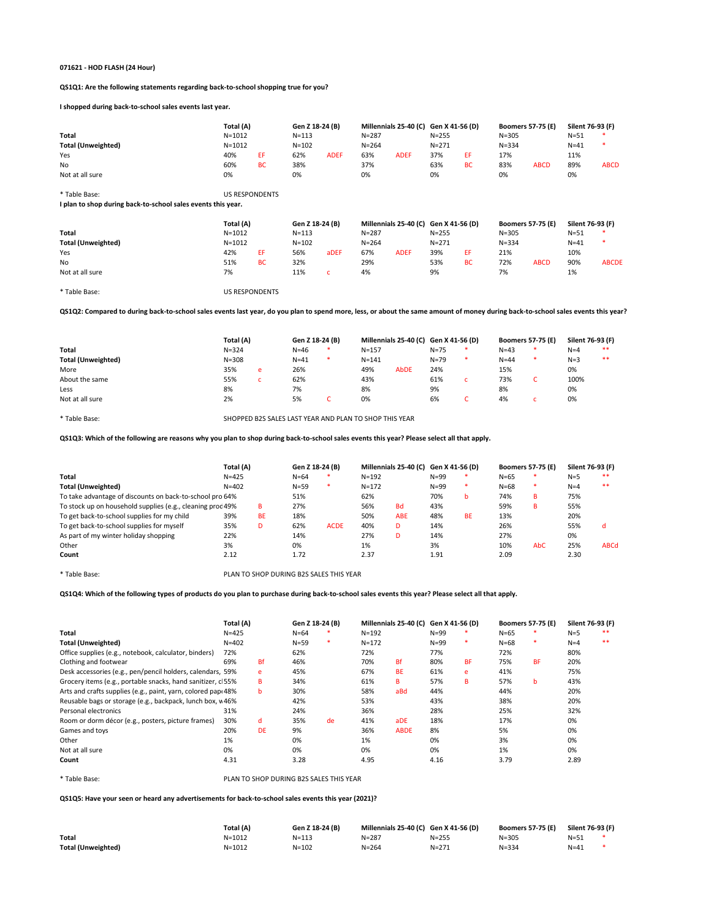**071621 - HOD FLASH (24 Hour)**

**QS1Q1: Are the following statements regarding back-to-school shopping true for you?**

**I shopped during back-to-school sales events last year.**

| | Total (A) | | Gen Z 18-24 (B) | | Millennials 25-40 (C) | | Gen X 41-56 (D) | | Boomers 57-75 (E) | | Silent 76-93 (F) | |
|---|---|---|---|---|---|---|---|---|---|---|---|---|
| **Total** | N=1012 | | N=113 | | N=287 | | N=255 | | N=305 | | N=51 | * |
| **Total (Unweighted)** | N=1012 | | N=102 | | N=264 | | N=271 | | N=334 | | N=41 | * |
| Yes | 40% | EF | 62% | ADEF | 63% | ADEF | 37% | EF | 17% | | 11% | |
| No | 60% | BC | 38% | | 37% | | 63% | BC | 83% | ABCD | 89% | ABCD |
| Not at all sure | 0% | | 0% | | 0% | | 0% | | 0% | | 0% | |

* Table Base: US RESPONDENTS

**I plan to shop during back-to-school sales events this year.**

| | Total (A) | | Gen Z 18-24 (B) | | Millennials 25-40 (C) | | Gen X 41-56 (D) | | Boomers 57-75 (E) | | Silent 76-93 (F) | |
|---|---|---|---|---|---|---|---|---|---|---|---|---|
| **Total** | N=1012 | | N=113 | | N=287 | | N=255 | | N=305 | | N=51 | * |
| **Total (Unweighted)** | N=1012 | | N=102 | | N=264 | | N=271 | | N=334 | | N=41 | * |
| Yes | 42% | EF | 56% | aDEF | 67% | ADEF | 39% | EF | 21% | | 10% | |
| No | 51% | BC | 32% | | 29% | | 53% | BC | 72% | ABCD | 90% | ABCDE |
| Not at all sure | 7% | | 11% | c | 4% | | 9% | | 7% | | 1% | |

* Table Base: US RESPONDENTS

**QS1Q2: Compared to during back-to-school sales events last year, do you plan to spend more, less, or about the same amount of money during back-to-school sales events this year?**

| | Total (A) | | Gen Z 18-24 (B) | | Millennials 25-40 (C) | | Gen X 41-56 (D) | | Boomers 57-75 (E) | | Silent 76-93 (F) | |
|---|---|---|---|---|---|---|---|---|---|---|---|---|
| **Total** | N=324 | | N=46 | * | N=157 | | N=75 | * | N=43 | * | N=4 | ** |
| **Total (Unweighted)** | N=308 | | N=41 | * | N=141 | | N=79 | * | N=44 | * | N=3 | ** |
| More | 35% | e | 26% | | 49% | AbDE | 24% | | 15% | | 0% | |
| About the same | 55% | c | 62% | | 43% | | 61% | c | 73% | C | 100% | |
| Less | 8% | | 7% | | 8% | | 9% | | 8% | | 0% | |
| Not at all sure | 2% | | 5% | C | 0% | | 6% | C | 4% | c | 0% | |

* Table Base: SHOPPED B2S SALES LAST YEAR AND PLAN TO SHOP THIS YEAR

**QS1Q3: Which of the following are reasons why you plan to shop during back-to-school sales events this year? Please select all that apply.**

| | Total (A) | | Gen Z 18-24 (B) | | Millennials 25-40 (C) | | Gen X 41-56 (D) | | Boomers 57-75 (E) | | Silent 76-93 (F) | |
|---|---|---|---|---|---|---|---|---|---|---|---|---|
| **Total** | N=425 | | N=64 | * | N=192 | | N=99 | * | N=65 | * | N=5 | ** |
| **Total (Unweighted)** | N=402 | | N=59 | * | N=172 | | N=99 | * | N=68 | * | N=4 | ** |
| To take advantage of discounts on back-to-school pro | 64% | | 51% | | 62% | | 70% | b | 74% | B | 75% | |
| To stock up on household supplies (e.g., cleaning prod | 49% | B | 27% | | 56% | Bd | 43% | | 59% | B | 55% | |
| To get back-to-school supplies for my child | 39% | BE | 18% | | 50% | ABE | 48% | BE | 13% | | 20% | |
| To get back-to-school supplies for myself | 35% | D | 62% | ACDE | 40% | D | 14% | | 26% | | 55% | d |
| As part of my winter holiday shopping | 22% | | 14% | | 27% | D | 14% | | 27% | | 0% | |
| Other | 3% | | 0% | | 1% | | 3% | | 10% | AbC | 25% | ABCd |
| **Count** | 2.12 | | 1.72 | | 2.37 | | 1.91 | | 2.09 | | 2.30 | |

* Table Base: PLAN TO SHOP DURING B2S SALES THIS YEAR

**QS1Q4: Which of the following types of products do you plan to purchase during back-to-school sales events this year? Please select all that apply.**

| | Total (A) | | Gen Z 18-24 (B) | | Millennials 25-40 (C) | | Gen X 41-56 (D) | | Boomers 57-75 (E) | | Silent 76-93 (F) | |
|---|---|---|---|---|---|---|---|---|---|---|---|---|
| **Total** | N=425 | | N=64 | * | N=192 | | N=99 | * | N=65 | * | N=5 | ** |
| **Total (Unweighted)** | N=402 | | N=59 | * | N=172 | | N=99 | * | N=68 | * | N=4 | ** |
| Office supplies (e.g., notebook, calculator, binders) | 72% | | 62% | | 72% | | 77% | | 72% | | 80% | |
| Clothing and footwear | 69% | Bf | 46% | | 70% | Bf | 80% | BF | 75% | BF | 20% | |
| Desk accessories (e.g., pen/pencil holders, calendars, | 59% | e | 45% | | 67% | BE | 61% | e | 41% | | 75% | |
| Grocery items (e.g., portable snacks, hand sanitizer, c | 55% | B | 34% | | 61% | B | 57% | B | 57% | b | 43% | |
| Arts and crafts supplies (e.g., paint, yarn, colored pap | 48% | b | 30% | | 58% | aBd | 44% | | 44% | | 20% | |
| Reusable bags or storage (e.g., backpack, lunch box, w | 46% | | 42% | | 53% | | 43% | | 38% | | 20% | |
| Personal electronics | 31% | | 24% | | 36% | | 28% | | 25% | | 32% | |
| Room or dorm décor (e.g., posters, picture frames) | 30% | d | 35% | de | 41% | aDE | 18% | | 17% | | 0% | |
| Games and toys | 20% | DE | 9% | | 36% | ABDE | 8% | | 5% | | 0% | |
| Other | 1% | | 0% | | 1% | | 0% | | 3% | | 0% | |
| Not at all sure | 0% | | 0% | | 0% | | 0% | | 1% | | 0% | |
| **Count** | 4.31 | | 3.28 | | 4.95 | | 4.16 | | 3.79 | | 2.89 | |

* Table Base: PLAN TO SHOP DURING B2S SALES THIS YEAR

**QS1Q5: Have your seen or heard any advertisements for back-to-school sales events this year (2021)?**

| | Total (A) | | Gen Z 18-24 (B) | | Millennials 25-40 (C) | | Gen X 41-56 (D) | | Boomers 57-75 (E) | | Silent 76-93 (F) | |
|---|---|---|---|---|---|---|---|---|---|---|---|---|
| **Total** | N=1012 | | N=113 | | N=287 | | N=255 | | N=305 | | N=51 | * |
| **Total (Unweighted)** | N=1012 | | N=102 | | N=264 | | N=271 | | N=334 | | N=41 | * |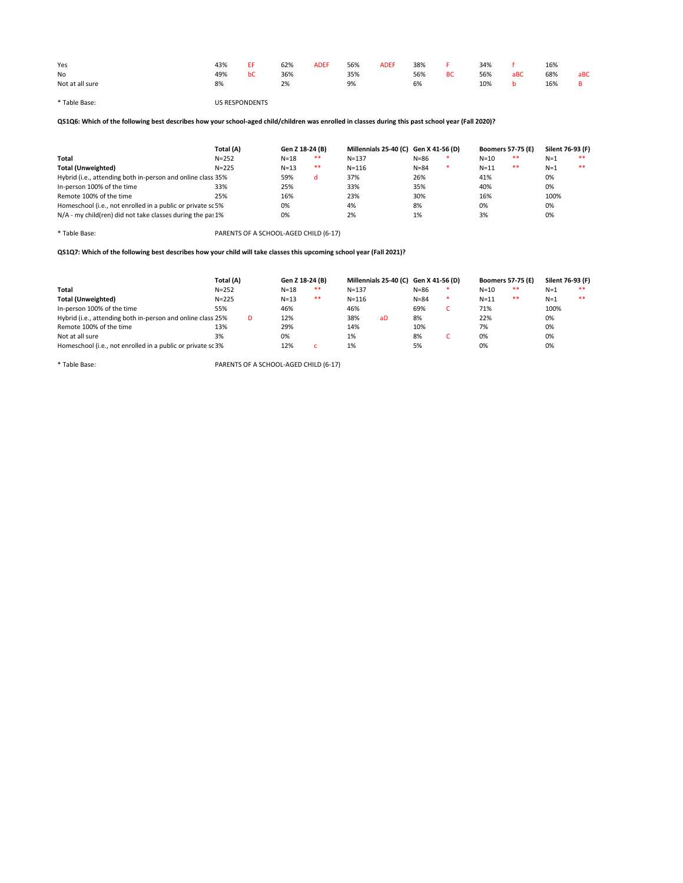| | | | | | | | | | | | | |
|---|---|---|---|---|---|---|---|---|---|---|---|---|
| Yes | 43% | EF | 62% | ADEF | 56% | ADEF | 38% | F | 34% | f | 16% | |
| No | 49% | bC | 36% | | 35% | | 56% | BC | 56% | aBC | 68% | aBC |
| Not at all sure | 8% | | 2% | | 9% | | 6% | | 10% | b | 16% | B |

* Table Base: US RESPONDENTS

**QS1Q6: Which of the following best describes how your school-aged child/children was enrolled in classes during this past school year (Fall 2020)?**

| | Total (A) | | Gen Z 18-24 (B) | | Millennials 25-40 (C) | | Gen X 41-56 (D) | | Boomers 57-75 (E) | | Silent 76-93 (F) | |
|---|---|---|---|---|---|---|---|---|---|---|---|---|
| **Total** | N=252 | | N=18 | ** | N=137 | | N=86 | * | N=10 | ** | N=1 | ** |
| **Total (Unweighted)** | N=225 | | N=13 | ** | N=116 | | N=84 | * | N=11 | ** | N=1 | ** |
| Hybrid (i.e., attending both in-person and online class | 35% | | 59% | d | 37% | | 26% | | 41% | | 0% | |
| In-person 100% of the time | 33% | | 25% | | 33% | | 35% | | 40% | | 0% | |
| Remote 100% of the time | 25% | | 16% | | 23% | | 30% | | 16% | | 100% | |
| Homeschool (i.e., not enrolled in a public or private sc | 5% | | 0% | | 4% | | 8% | | 0% | | 0% | |
| N/A - my child(ren) did not take classes during the pa: | 1% | | 0% | | 2% | | 1% | | 3% | | 0% | |

* Table Base: PARENTS OF A SCHOOL-AGED CHILD (6-17)

**QS1Q7: Which of the following best describes how your child will take classes this upcoming school year (Fall 2021)?**

| | Total (A) | | Gen Z 18-24 (B) | | Millennials 25-40 (C) | | Gen X 41-56 (D) | | Boomers 57-75 (E) | | Silent 76-93 (F) | |
|---|---|---|---|---|---|---|---|---|---|---|---|---|
| **Total** | N=252 | | N=18 | ** | N=137 | | N=86 | * | N=10 | ** | N=1 | ** |
| **Total (Unweighted)** | N=225 | | N=13 | ** | N=116 | | N=84 | * | N=11 | ** | N=1 | ** |
| In-person 100% of the time | 55% | | 46% | | 46% | | 69% | C | 71% | | 100% | |
| Hybrid (i.e., attending both in-person and online class | 25% | D | 12% | | 38% | aD | 8% | | 22% | | 0% | |
| Remote 100% of the time | 13% | | 29% | | 14% | | 10% | | 7% | | 0% | |
| Not at all sure | 3% | | 0% | | 1% | | 8% | C | 0% | | 0% | |
| Homeschool (i.e., not enrolled in a public or private sc | 3% | | 12% | c | 1% | | 5% | | 0% | | 0% | |

* Table Base: PARENTS OF A SCHOOL-AGED CHILD (6-17)